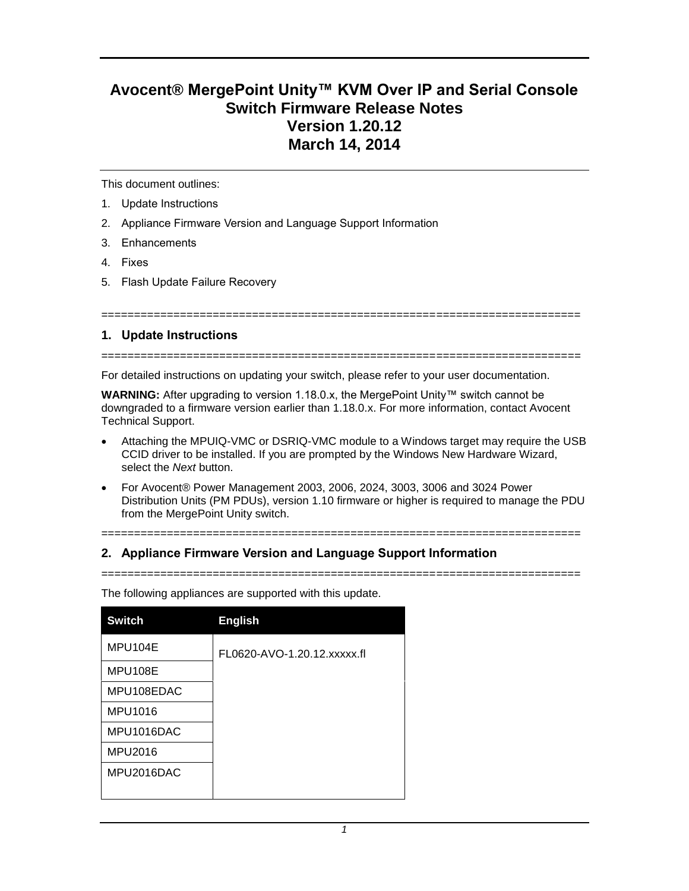# Avocent® MergePoint Unity™ KVM Over IP and Serial Console Switch Firmware Release Notes Version 1.20.12 March 14, 2014

This document outlines:

1. Update Instructions
2. Appliance Firmware Version and Language Support Information
3. Enhancements
4. Fixes
5. Flash Update Failure Recovery

========================================================================

## 1. Update Instructions

========================================================================

For detailed instructions on updating your switch, please refer to your user documentation.

**WARNING:** After upgrading to version 1.18.0.x, the MergePoint Unity™ switch cannot be downgraded to a firmware version earlier than 1.18.0.x. For more information, contact Avocent Technical Support.

- Attaching the MPUIQ-VMC or DSRIQ-VMC module to a Windows target may require the USB CCID driver to be installed. If you are prompted by the Windows New Hardware Wizard, select the *Next* button.
- For Avocent® Power Management 2003, 2006, 2024, 3003, 3006 and 3024 Power Distribution Units (PM PDUs), version 1.10 firmware or higher is required to manage the PDU from the MergePoint Unity switch.

========================================================================

## 2. Appliance Firmware Version and Language Support Information

========================================================================

The following appliances are supported with this update.

| Switch | English |
|---|---|
| MPU104E | FL0620-AVO-1.20.12.xxxxx.fl |
| MPU108E | |
| MPU108EDAC | |
| MPU1016 | |
| MPU1016DAC | |
| MPU2016 | |
| MPU2016DAC | |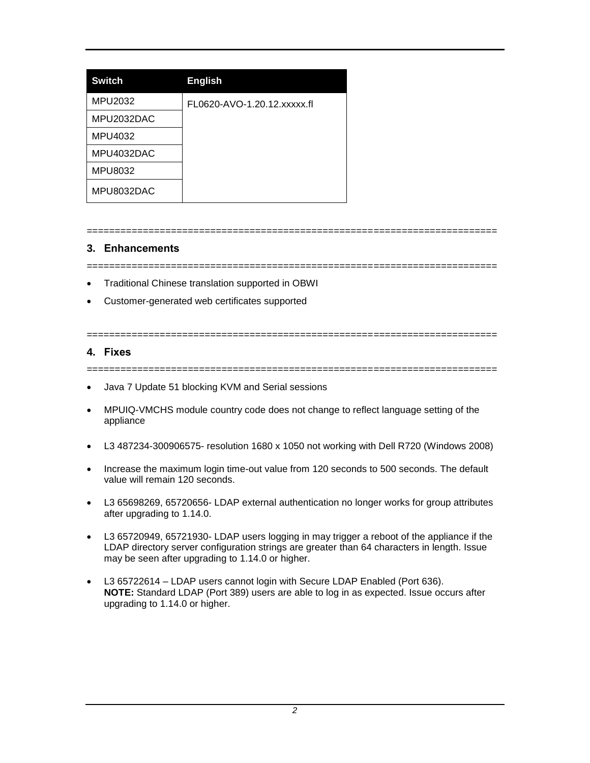| Switch | English |
|---|---|
| MPU2032 | FL0620-AVO-1.20.12.xxxxx.fl |
| MPU2032DAC | |
| MPU4032 | |
| MPU4032DAC | |
| MPU8032 | |
| MPU8032DAC | |

========================================================================

## 3. Enhancements

========================================================================

- Traditional Chinese translation supported in OBWI
- Customer-generated web certificates supported

========================================================================

## 4. Fixes

========================================================================

- Java 7 Update 51 blocking KVM and Serial sessions
- MPUIQ-VMCHS module country code does not change to reflect language setting of the appliance
- L3 487234-300906575- resolution 1680 x 1050 not working with Dell R720 (Windows 2008)
- Increase the maximum login time-out value from 120 seconds to 500 seconds. The default value will remain 120 seconds.
- L3 65698269, 65720656- LDAP external authentication no longer works for group attributes after upgrading to 1.14.0.
- L3 65720949, 65721930- LDAP users logging in may trigger a reboot of the appliance if the LDAP directory server configuration strings are greater than 64 characters in length. Issue may be seen after upgrading to 1.14.0 or higher.
- L3 65722614 – LDAP users cannot login with Secure LDAP Enabled (Port 636).
  **NOTE:** Standard LDAP (Port 389) users are able to log in as expected. Issue occurs after upgrading to 1.14.0 or higher.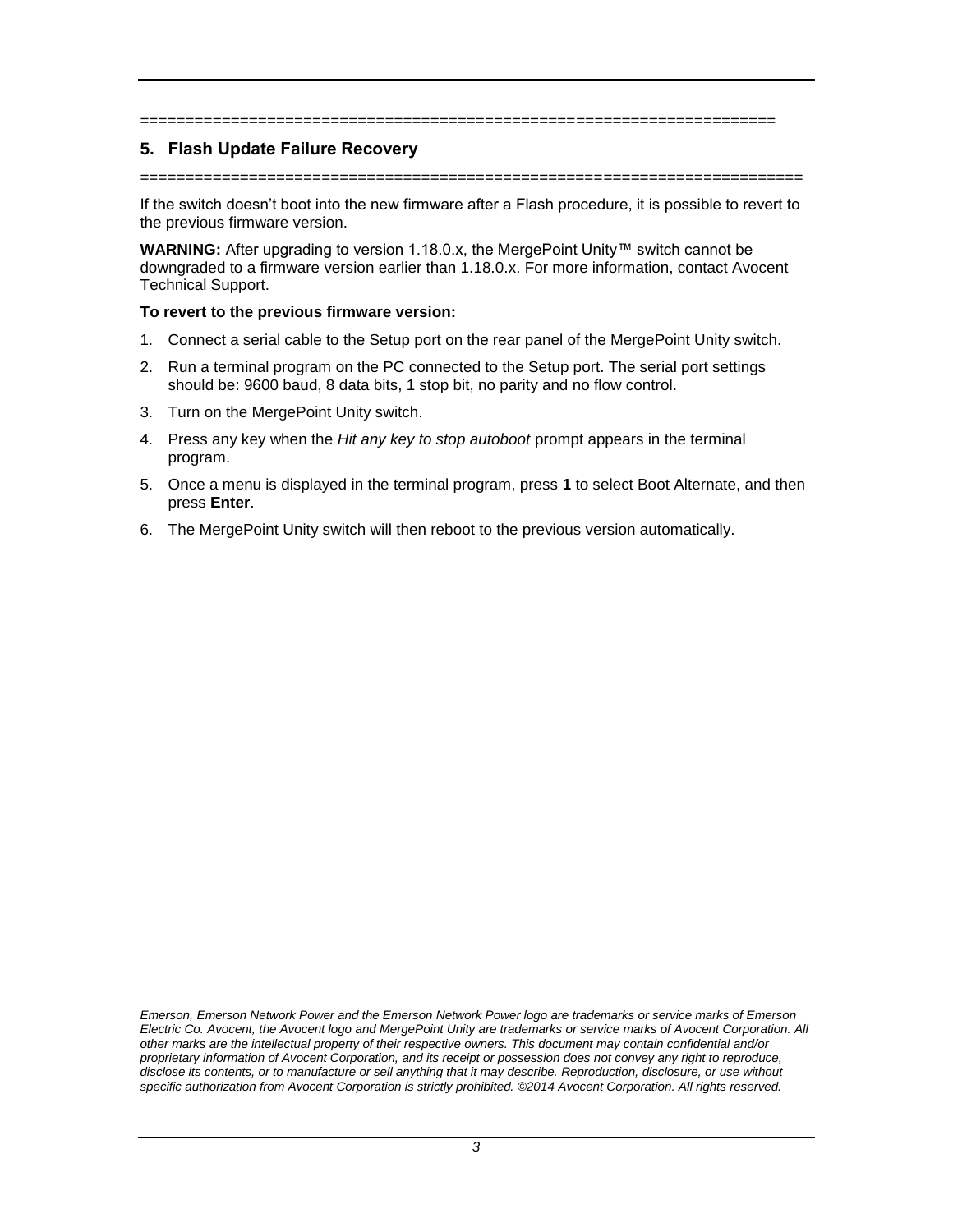======================================================================

## 5. Flash Update Failure Recovery

======================================================================

If the switch doesn't boot into the new firmware after a Flash procedure, it is possible to revert to the previous firmware version.

**WARNING:** After upgrading to version 1.18.0.x, the MergePoint Unity™ switch cannot be downgraded to a firmware version earlier than 1.18.0.x. For more information, contact Avocent Technical Support.

**To revert to the previous firmware version:**

1. Connect a serial cable to the Setup port on the rear panel of the MergePoint Unity switch.
2. Run a terminal program on the PC connected to the Setup port. The serial port settings should be: 9600 baud, 8 data bits, 1 stop bit, no parity and no flow control.
3. Turn on the MergePoint Unity switch.
4. Press any key when the *Hit any key to stop autoboot* prompt appears in the terminal program.
5. Once a menu is displayed in the terminal program, press **1** to select Boot Alternate, and then press **Enter**.
6. The MergePoint Unity switch will then reboot to the previous version automatically.

*Emerson, Emerson Network Power and the Emerson Network Power logo are trademarks or service marks of Emerson Electric Co. Avocent, the Avocent logo and MergePoint Unity are trademarks or service marks of Avocent Corporation. All other marks are the intellectual property of their respective owners. This document may contain confidential and/or proprietary information of Avocent Corporation, and its receipt or possession does not convey any right to reproduce, disclose its contents, or to manufacture or sell anything that it may describe. Reproduction, disclosure, or use without specific authorization from Avocent Corporation is strictly prohibited. ©2014 Avocent Corporation. All rights reserved.*